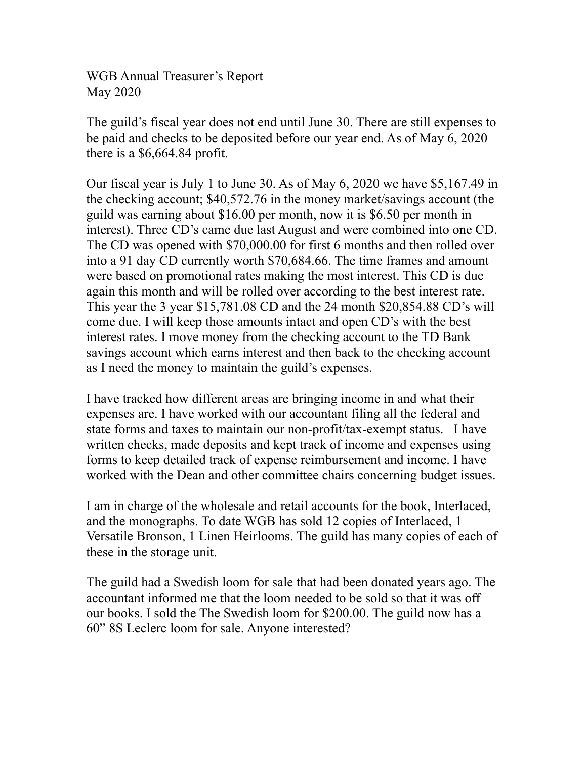WGB Annual Treasurer's Report
May 2020

The guild's fiscal year does not end until June 30. There are still expenses to be paid and checks to be deposited before our year end. As of May 6, 2020 there is a $6,664.84 profit.

Our fiscal year is July 1 to June 30. As of May 6, 2020 we have $5,167.49 in the checking account; $40,572.76 in the money market/savings account (the guild was earning about $16.00 per month, now it is $6.50 per month in interest). Three CD's came due last August and were combined into one CD. The CD was opened with $70,000.00 for first 6 months and then rolled over into a 91 day CD currently worth $70,684.66. The time frames and amount were based on promotional rates making the most interest. This CD is due again this month and will be rolled over according to the best interest rate. This year the 3 year $15,781.08 CD and the 24 month $20,854.88 CD's will come due. I will keep those amounts intact and open CD's with the best interest rates. I move money from the checking account to the TD Bank savings account which earns interest and then back to the checking account as I need the money to maintain the guild's expenses.

I have tracked how different areas are bringing income in and what their expenses are. I have worked with our accountant filing all the federal and state forms and taxes to maintain our non-profit/tax-exempt status. I have written checks, made deposits and kept track of income and expenses using forms to keep detailed track of expense reimbursement and income. I have worked with the Dean and other committee chairs concerning budget issues.

I am in charge of the wholesale and retail accounts for the book, Interlaced, and the monographs. To date WGB has sold 12 copies of Interlaced, 1 Versatile Bronson, 1 Linen Heirlooms. The guild has many copies of each of these in the storage unit.

The guild had a Swedish loom for sale that had been donated years ago. The accountant informed me that the loom needed to be sold so that it was off our books. I sold the The Swedish loom for $200.00. The guild now has a 60" 8S Leclerc loom for sale. Anyone interested?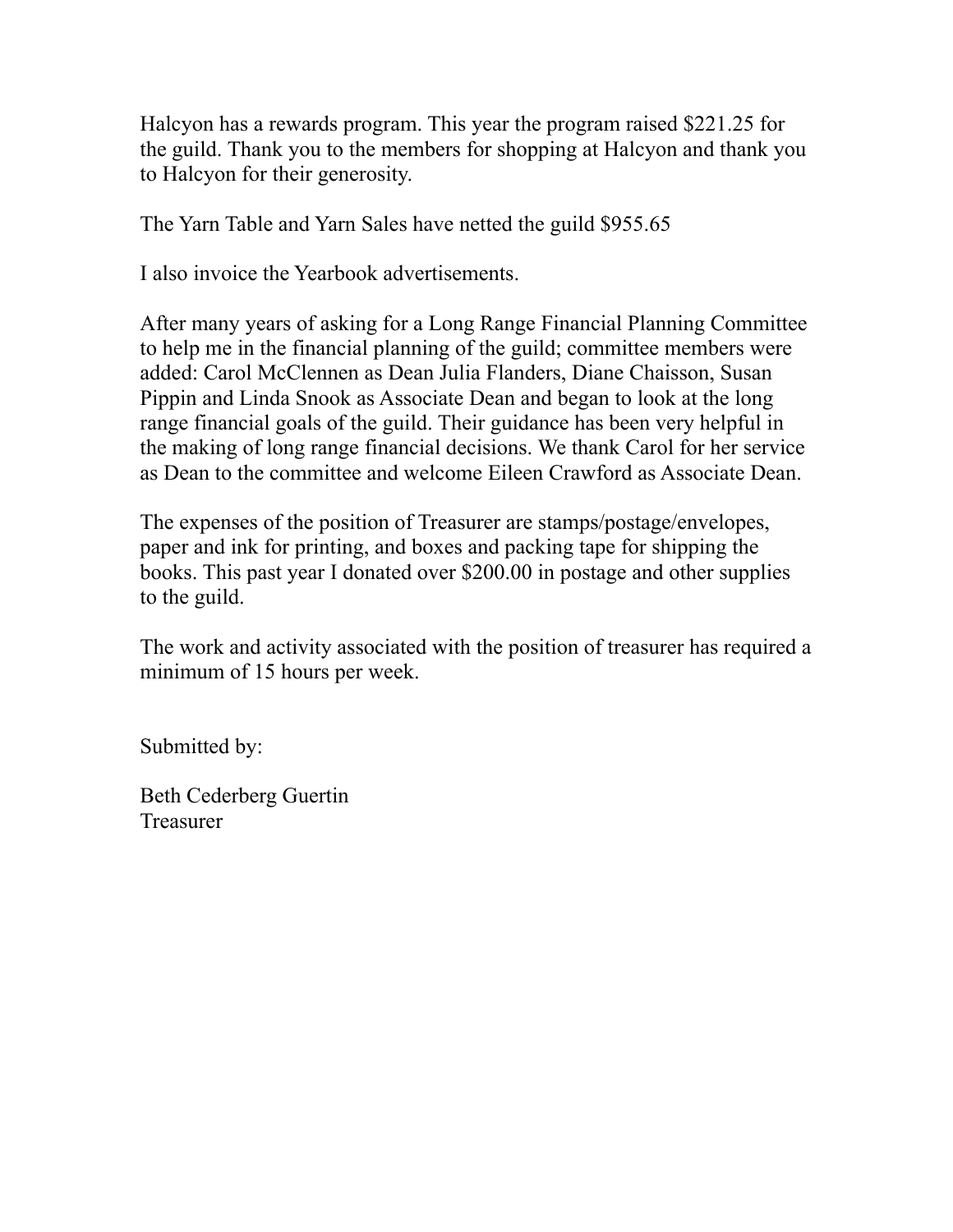Halcyon has a rewards program. This year the program raised $221.25 for the guild. Thank you to the members for shopping at Halcyon and thank you to Halcyon for their generosity.

The Yarn Table and Yarn Sales have netted the guild $955.65

I also invoice the Yearbook advertisements.

After many years of asking for a Long Range Financial Planning Committee to help me in the financial planning of the guild; committee members were added: Carol McClennen as Dean Julia Flanders, Diane Chaisson, Susan Pippin and Linda Snook as Associate Dean and began to look at the long range financial goals of the guild. Their guidance has been very helpful in the making of long range financial decisions. We thank Carol for her service as Dean to the committee and welcome Eileen Crawford as Associate Dean.

The expenses of the position of Treasurer are stamps/postage/envelopes, paper and ink for printing, and boxes and packing tape for shipping the books. This past year I donated over $200.00 in postage and other supplies to the guild.

The work and activity associated with the position of treasurer has required a minimum of 15 hours per week.

Submitted by:

Beth Cederberg Guertin
Treasurer